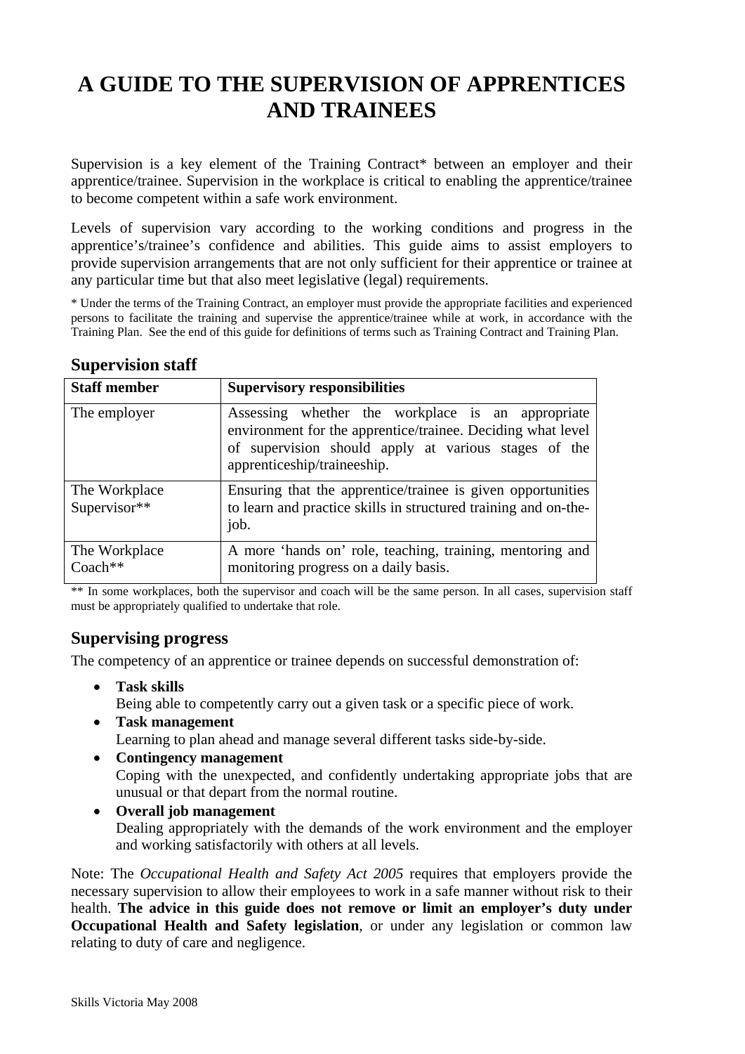# A GUIDE TO THE SUPERVISION OF APPRENTICES AND TRAINEES

Supervision is a key element of the Training Contract* between an employer and their apprentice/trainee. Supervision in the workplace is critical to enabling the apprentice/trainee to become competent within a safe work environment.

Levels of supervision vary according to the working conditions and progress in the apprentice's/trainee's confidence and abilities. This guide aims to assist employers to provide supervision arrangements that are not only sufficient for their apprentice or trainee at any particular time but that also meet legislative (legal) requirements.

* Under the terms of the Training Contract, an employer must provide the appropriate facilities and experienced persons to facilitate the training and supervise the apprentice/trainee while at work, in accordance with the Training Plan. See the end of this guide for definitions of terms such as Training Contract and Training Plan.

## Supervision staff

| Staff member | Supervisory responsibilities |
|---|---|
| The employer | Assessing whether the workplace is an appropriate environment for the apprentice/trainee. Deciding what level of supervision should apply at various stages of the apprenticeship/traineeship. |
| The Workplace Supervisor** | Ensuring that the apprentice/trainee is given opportunities to learn and practice skills in structured training and on-the-job. |
| The Workplace Coach** | A more 'hands on' role, teaching, training, mentoring and monitoring progress on a daily basis. |

** In some workplaces, both the supervisor and coach will be the same person. In all cases, supervision staff must be appropriately qualified to undertake that role.

## Supervising progress

The competency of an apprentice or trainee depends on successful demonstration of:

- **Task skills**
  Being able to competently carry out a given task or a specific piece of work.
- **Task management**
  Learning to plan ahead and manage several different tasks side-by-side.
- **Contingency management**
  Coping with the unexpected, and confidently undertaking appropriate jobs that are unusual or that depart from the normal routine.
- **Overall job management**
  Dealing appropriately with the demands of the work environment and the employer and working satisfactorily with others at all levels.

Note: The *Occupational Health and Safety Act 2005* requires that employers provide the necessary supervision to allow their employees to work in a safe manner without risk to their health. **The advice in this guide does not remove or limit an employer's duty under Occupational Health and Safety legislation**, or under any legislation or common law relating to duty of care and negligence.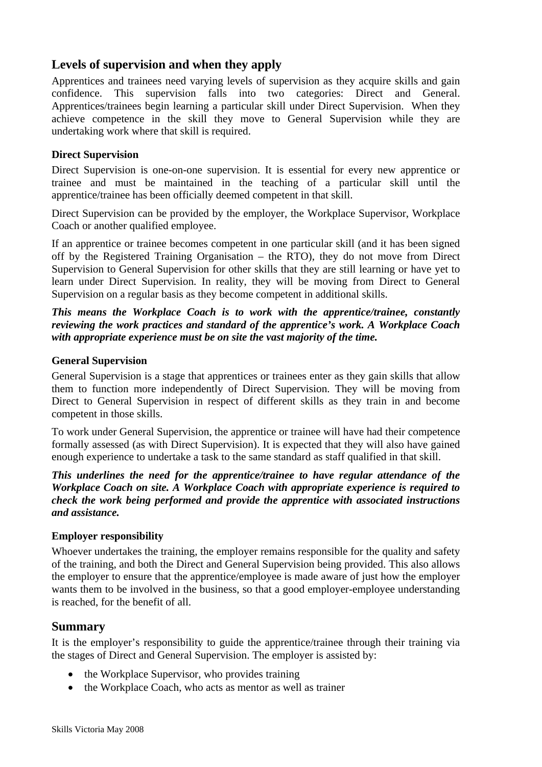## Levels of supervision and when they apply

Apprentices and trainees need varying levels of supervision as they acquire skills and gain confidence. This supervision falls into two categories: Direct and General. Apprentices/trainees begin learning a particular skill under Direct Supervision. When they achieve competence in the skill they move to General Supervision while they are undertaking work where that skill is required.

### Direct Supervision

Direct Supervision is one-on-one supervision. It is essential for every new apprentice or trainee and must be maintained in the teaching of a particular skill until the apprentice/trainee has been officially deemed competent in that skill.

Direct Supervision can be provided by the employer, the Workplace Supervisor, Workplace Coach or another qualified employee.

If an apprentice or trainee becomes competent in one particular skill (and it has been signed off by the Registered Training Organisation – the RTO), they do not move from Direct Supervision to General Supervision for other skills that they are still learning or have yet to learn under Direct Supervision. In reality, they will be moving from Direct to General Supervision on a regular basis as they become competent in additional skills.

***This means the Workplace Coach is to work with the apprentice/trainee, constantly reviewing the work practices and standard of the apprentice's work. A Workplace Coach with appropriate experience must be on site the vast majority of the time.***

### General Supervision

General Supervision is a stage that apprentices or trainees enter as they gain skills that allow them to function more independently of Direct Supervision. They will be moving from Direct to General Supervision in respect of different skills as they train in and become competent in those skills.

To work under General Supervision, the apprentice or trainee will have had their competence formally assessed (as with Direct Supervision). It is expected that they will also have gained enough experience to undertake a task to the same standard as staff qualified in that skill.

***This underlines the need for the apprentice/trainee to have regular attendance of the Workplace Coach on site. A Workplace Coach with appropriate experience is required to check the work being performed and provide the apprentice with associated instructions and assistance.***

### Employer responsibility

Whoever undertakes the training, the employer remains responsible for the quality and safety of the training, and both the Direct and General Supervision being provided. This also allows the employer to ensure that the apprentice/employee is made aware of just how the employer wants them to be involved in the business, so that a good employer-employee understanding is reached, for the benefit of all.

## Summary

It is the employer's responsibility to guide the apprentice/trainee through their training via the stages of Direct and General Supervision. The employer is assisted by:

- the Workplace Supervisor, who provides training
- the Workplace Coach, who acts as mentor as well as trainer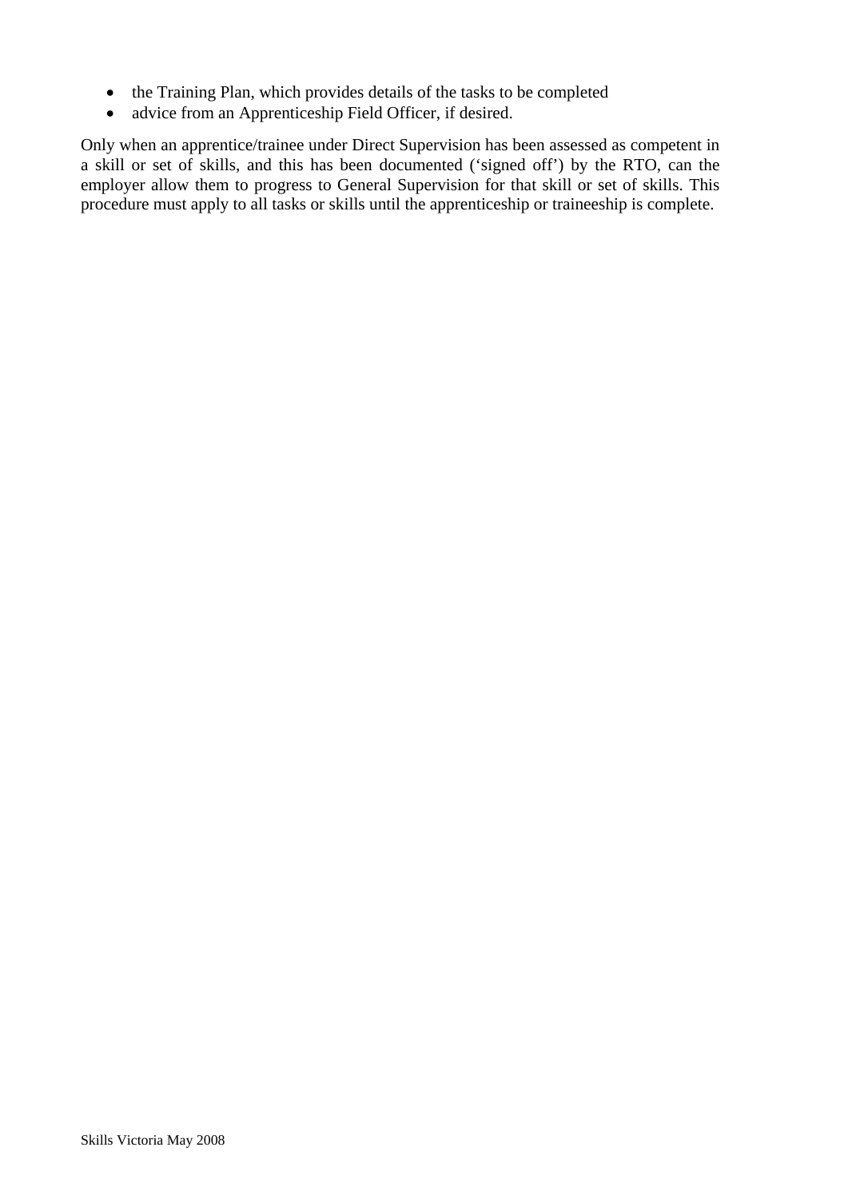- the Training Plan, which provides details of the tasks to be completed
- advice from an Apprenticeship Field Officer, if desired.

Only when an apprentice/trainee under Direct Supervision has been assessed as competent in a skill or set of skills, and this has been documented ('signed off') by the RTO, can the employer allow them to progress to General Supervision for that skill or set of skills. This procedure must apply to all tasks or skills until the apprenticeship or traineeship is complete.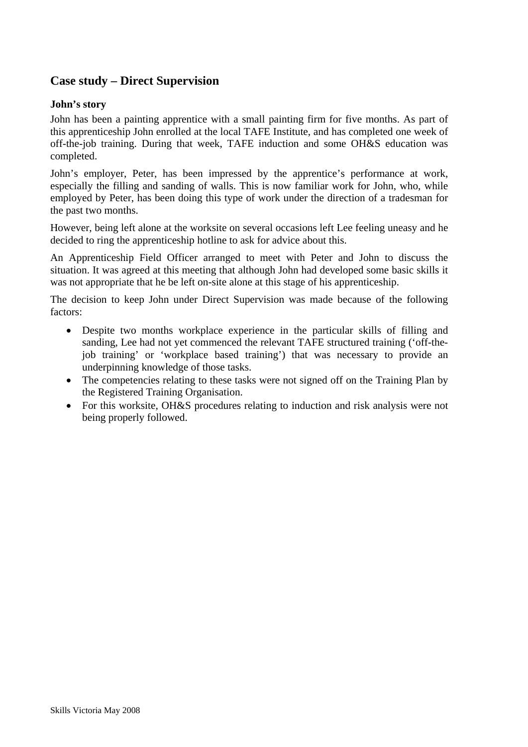## Case study – Direct Supervision

### John's story

John has been a painting apprentice with a small painting firm for five months. As part of this apprenticeship John enrolled at the local TAFE Institute, and has completed one week of off-the-job training. During that week, TAFE induction and some OH&S education was completed.

John's employer, Peter, has been impressed by the apprentice's performance at work, especially the filling and sanding of walls. This is now familiar work for John, who, while employed by Peter, has been doing this type of work under the direction of a tradesman for the past two months.

However, being left alone at the worksite on several occasions left Lee feeling uneasy and he decided to ring the apprenticeship hotline to ask for advice about this.

An Apprenticeship Field Officer arranged to meet with Peter and John to discuss the situation. It was agreed at this meeting that although John had developed some basic skills it was not appropriate that he be left on-site alone at this stage of his apprenticeship.

The decision to keep John under Direct Supervision was made because of the following factors:

- Despite two months workplace experience in the particular skills of filling and sanding, Lee had not yet commenced the relevant TAFE structured training ('off-the-job training' or 'workplace based training') that was necessary to provide an underpinning knowledge of those tasks.
- The competencies relating to these tasks were not signed off on the Training Plan by the Registered Training Organisation.
- For this worksite, OH&S procedures relating to induction and risk analysis were not being properly followed.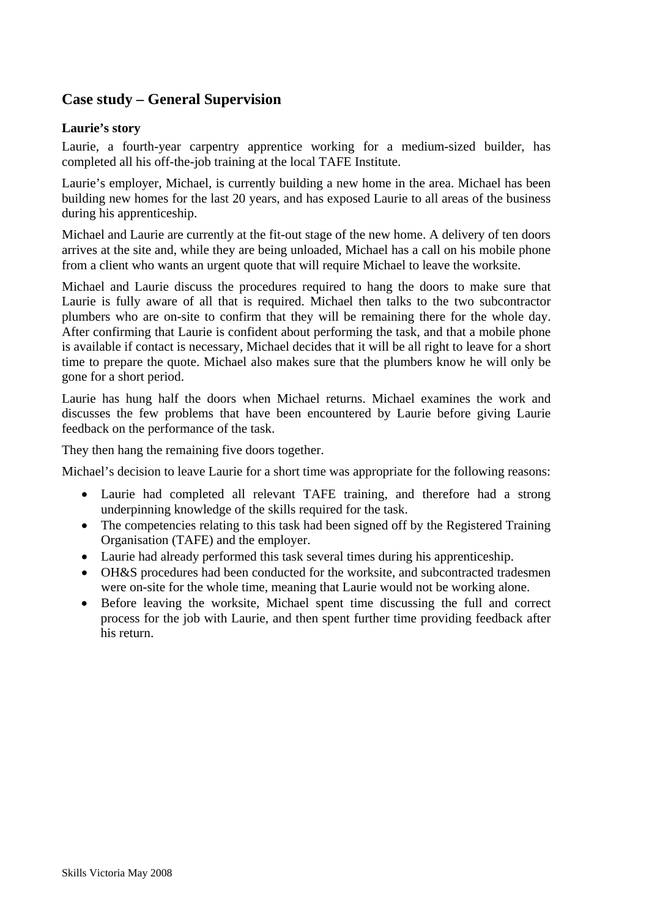## Case study – General Supervision

### Laurie's story

Laurie, a fourth-year carpentry apprentice working for a medium-sized builder, has completed all his off-the-job training at the local TAFE Institute.

Laurie's employer, Michael, is currently building a new home in the area. Michael has been building new homes for the last 20 years, and has exposed Laurie to all areas of the business during his apprenticeship.

Michael and Laurie are currently at the fit-out stage of the new home. A delivery of ten doors arrives at the site and, while they are being unloaded, Michael has a call on his mobile phone from a client who wants an urgent quote that will require Michael to leave the worksite.

Michael and Laurie discuss the procedures required to hang the doors to make sure that Laurie is fully aware of all that is required. Michael then talks to the two subcontractor plumbers who are on-site to confirm that they will be remaining there for the whole day. After confirming that Laurie is confident about performing the task, and that a mobile phone is available if contact is necessary, Michael decides that it will be all right to leave for a short time to prepare the quote. Michael also makes sure that the plumbers know he will only be gone for a short period.

Laurie has hung half the doors when Michael returns. Michael examines the work and discusses the few problems that have been encountered by Laurie before giving Laurie feedback on the performance of the task.

They then hang the remaining five doors together.

Michael's decision to leave Laurie for a short time was appropriate for the following reasons:

- Laurie had completed all relevant TAFE training, and therefore had a strong underpinning knowledge of the skills required for the task.
- The competencies relating to this task had been signed off by the Registered Training Organisation (TAFE) and the employer.
- Laurie had already performed this task several times during his apprenticeship.
- OH&S procedures had been conducted for the worksite, and subcontracted tradesmen were on-site for the whole time, meaning that Laurie would not be working alone.
- Before leaving the worksite, Michael spent time discussing the full and correct process for the job with Laurie, and then spent further time providing feedback after his return.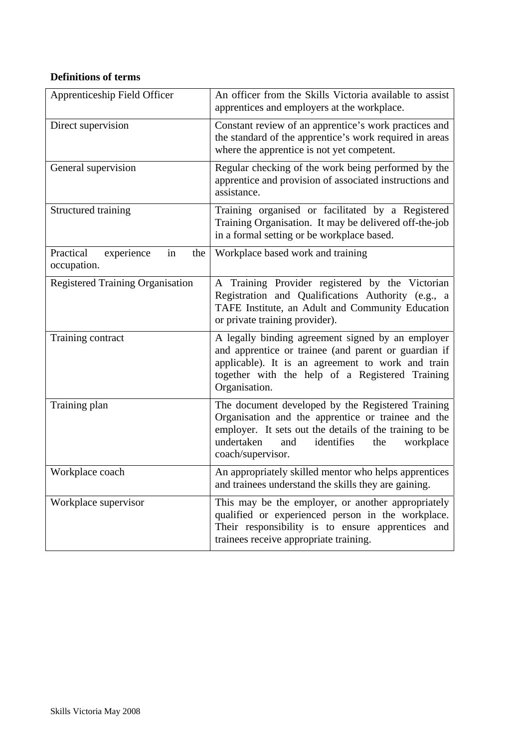**Definitions of terms**

| | |
|---|---|
| Apprenticeship Field Officer | An officer from the Skills Victoria available to assist apprentices and employers at the workplace. |
| Direct supervision | Constant review of an apprentice's work practices and the standard of the apprentice's work required in areas where the apprentice is not yet competent. |
| General supervision | Regular checking of the work being performed by the apprentice and provision of associated instructions and assistance. |
| Structured training | Training organised or facilitated by a Registered Training Organisation. It may be delivered off-the-job in a formal setting or be workplace based. |
| Practical experience in the occupation. | Workplace based work and training |
| Registered Training Organisation | A Training Provider registered by the Victorian Registration and Qualifications Authority (e.g., a TAFE Institute, an Adult and Community Education or private training provider). |
| Training contract | A legally binding agreement signed by an employer and apprentice or trainee (and parent or guardian if applicable). It is an agreement to work and train together with the help of a Registered Training Organisation. |
| Training plan | The document developed by the Registered Training Organisation and the apprentice or trainee and the employer. It sets out the details of the training to be undertaken and identifies the workplace coach/supervisor. |
| Workplace coach | An appropriately skilled mentor who helps apprentices and trainees understand the skills they are gaining. |
| Workplace supervisor | This may be the employer, or another appropriately qualified or experienced person in the workplace. Their responsibility is to ensure apprentices and trainees receive appropriate training. |